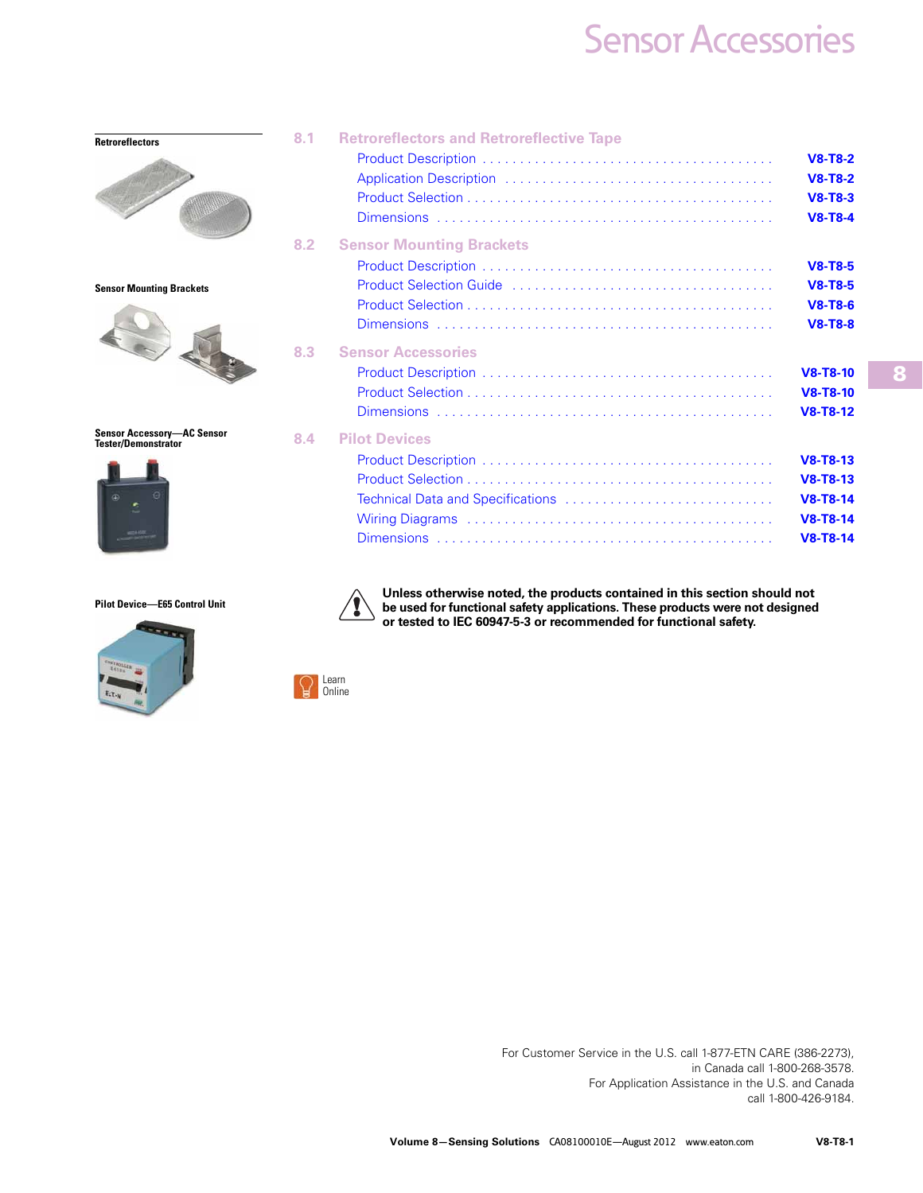# Sensor Accessories

**Retroreflectors**

**Sensor Mounting Brackets**

**Sensor Accessory—AC Sensor Tester/Demonstrator**

**Pilot Device—E65 Control Unit**

## 8.1 Retroreflectors and Retroreflective Tape

| | |
|---|---|
| Product Description | V8-T8-2 |
| Application Description | V8-T8-2 |
| Product Selection | V8-T8-3 |
| Dimensions | V8-T8-4 |

## 8.2 Sensor Mounting Brackets

| | |
|---|---|
| Product Description | V8-T8-5 |
| Product Selection Guide | V8-T8-5 |
| Product Selection | V8-T8-6 |
| Dimensions | V8-T8-8 |

## 8.3 Sensor Accessories

| | |
|---|---|
| Product Description | V8-T8-10 |
| Product Selection | V8-T8-10 |
| Dimensions | V8-T8-12 |

## 8.4 Pilot Devices

| | |
|---|---|
| Product Description | V8-T8-13 |
| Product Selection | V8-T8-13 |
| Technical Data and Specifications | V8-T8-14 |
| Wiring Diagrams | V8-T8-14 |
| Dimensions | V8-T8-14 |

**Unless otherwise noted, the products contained in this section should not be used for functional safety applications. These products were not designed or tested to IEC 60947-5-3 or recommended for functional safety.**

Learn Online

For Customer Service in the U.S. call 1-877-ETN CARE (386-2273), in Canada call 1-800-268-3578.
For Application Assistance in the U.S. and Canada call 1-800-426-9184.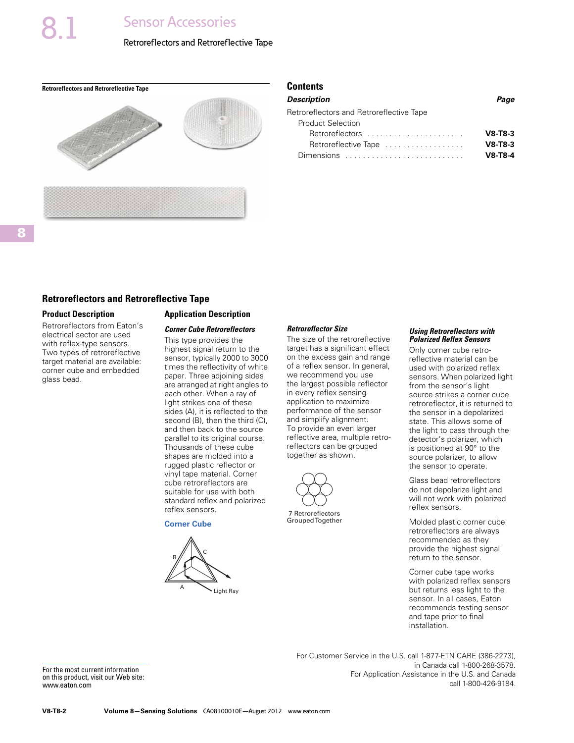# 8.1 Sensor Accessories

Retroreflectors and Retroreflective Tape

**Retroreflectors and Retroreflective Tape**

## Contents

| *Description* | *Page* |
|---|---|
| Retroreflectors and Retroreflective Tape | |
| Product Selection | |
| Retroreflectors | V8-T8-3 |
| Retroreflective Tape | V8-T8-3 |
| Dimensions | V8-T8-4 |

## Retroreflectors and Retroreflective Tape

### Product Description

Retroreflectors from Eaton's electrical sector are used with reflex-type sensors. Two types of retroreflective target material are available: corner cube and embedded glass bead.

### Application Description

#### *Corner Cube Retroreflectors*

This type provides the highest signal return to the sensor, typically 2000 to 3000 times the reflectivity of white paper. Three adjoining sides are arranged at right angles to each other. When a ray of light strikes one of these sides (A), it is reflected to the second (B), then the third (C), and then back to the source parallel to its original course. Thousands of these cube shapes are molded into a rugged plastic reflector or vinyl tape material. Corner cube retroreflectors are suitable for use with both standard reflex and polarized reflex sensors.

**Corner Cube**

B C A Light Ray

#### *Retroreflector Size*

The size of the retroreflective target has a significant effect on the excess gain and range of a reflex sensor. In general, we recommend you use the largest possible reflector in every reflex sensing application to maximize performance of the sensor and simplify alignment. To provide an even larger reflective area, multiple retroreflectors can be grouped together as shown.

7 Retroreflectors Grouped Together

#### *Using Retroreflectors with Polarized Reflex Sensors*

Only corner cube retroreflective material can be used with polarized reflex sensors. When polarized light from the sensor's light source strikes a corner cube retroreflector, it is returned to the sensor in a depolarized state. This allows some of the light to pass through the detector's polarizer, which is positioned at 90° to the source polarizer, to allow the sensor to operate.

Glass bead retroreflectors do not depolarize light and will not work with polarized reflex sensors.

Molded plastic corner cube retroreflectors are always recommended as they provide the highest signal return to the sensor.

Corner cube tape works with polarized reflex sensors but returns less light to the sensor. In all cases, Eaton recommends testing sensor and tape prior to final installation.

For the most current information on this product, visit our Web site: www.eaton.com

For Customer Service in the U.S. call 1-877-ETN CARE (386-2273), in Canada call 1-800-268-3578. For Application Assistance in the U.S. and Canada call 1-800-426-9184.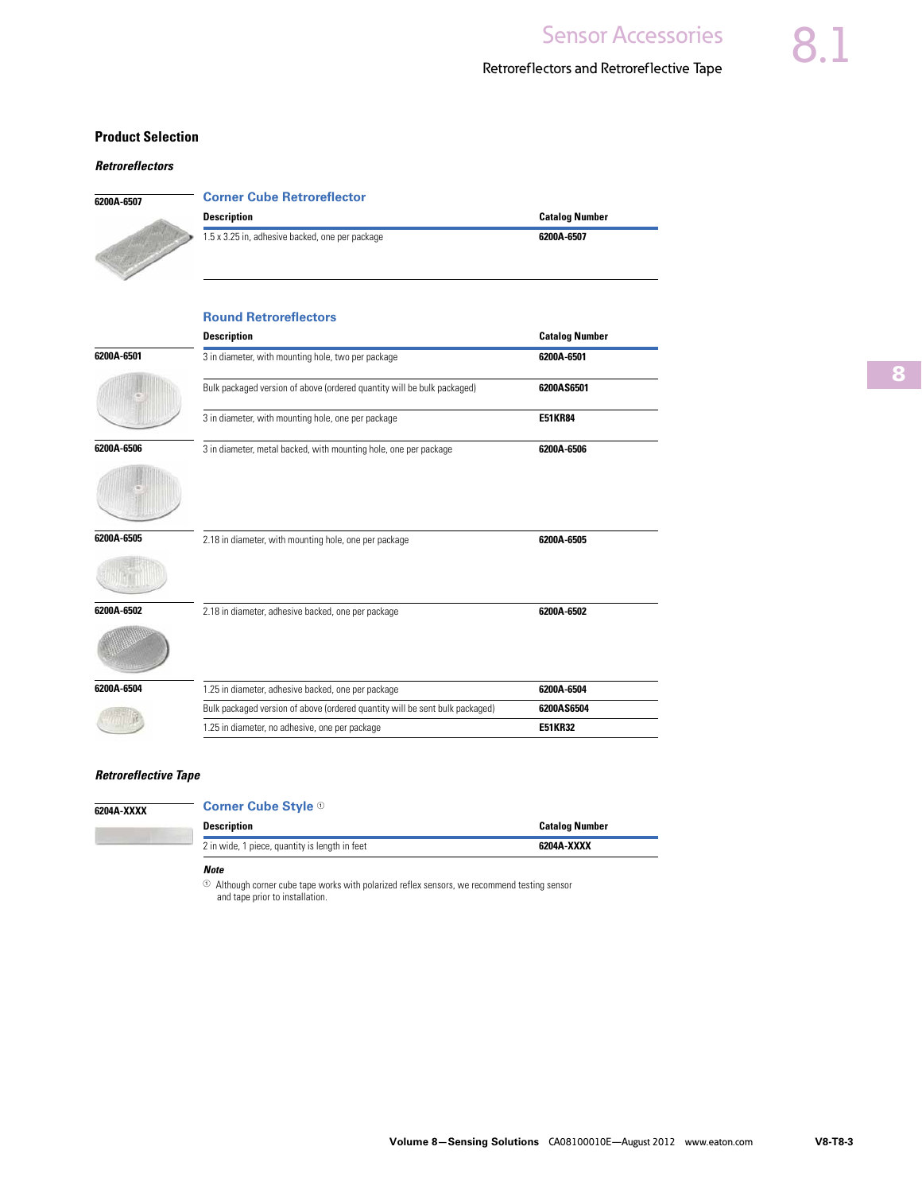## Product Selection

### *Retroreflectors*

**6200A-6507**

#### Corner Cube Retroreflector

| Description | Catalog Number |
|---|---|
| 1.5 x 3.25 in, adhesive backed, one per package | 6200A-6507 |

#### Round Retroreflectors

| | Description | Catalog Number |
|---|---|---|
| 6200A-6501 | 3 in diameter, with mounting hole, two per package | 6200A-6501 |
| | Bulk packaged version of above (ordered quantity will be bulk packaged) | 6200AS6501 |
| | 3 in diameter, with mounting hole, one per package | E51KR84 |
| 6200A-6506 | 3 in diameter, metal backed, with mounting hole, one per package | 6200A-6506 |
| 6200A-6505 | 2.18 in diameter, with mounting hole, one per package | 6200A-6505 |
| 6200A-6502 | 2.18 in diameter, adhesive backed, one per package | 6200A-6502 |
| 6200A-6504 | 1.25 in diameter, adhesive backed, one per package | 6200A-6504 |
| | Bulk packaged version of above (ordered quantity will be sent bulk packaged) | 6200AS6504 |
| | 1.25 in diameter, no adhesive, one per package | E51KR32 |

### *Retroreflective Tape*

**6204A-XXXX**

#### Corner Cube Style [1]

| Description | Catalog Number |
|---|---|
| 2 in wide, 1 piece, quantity is length in feet | 6204A-XXXX |

***Note***

[1] Although corner cube tape works with polarized reflex sensors, we recommend testing sensor and tape prior to installation.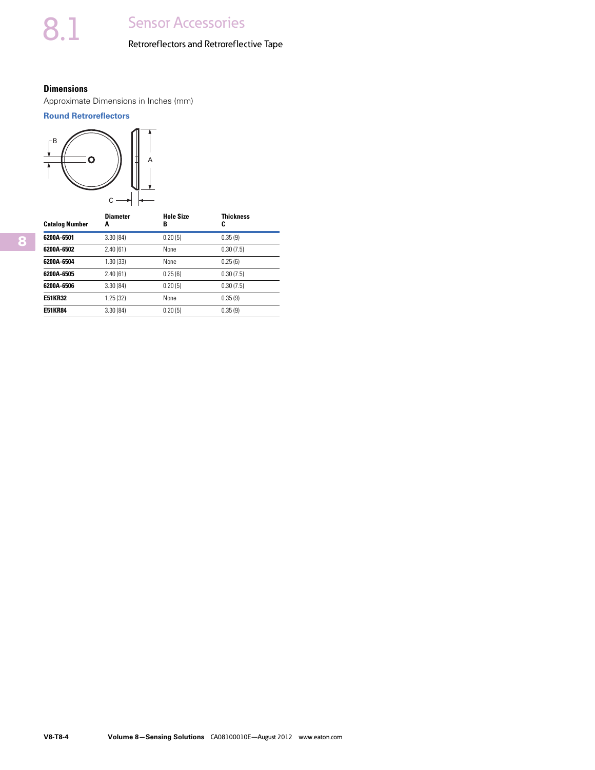## Dimensions

Approximate Dimensions in Inches (mm)

### Round Retroreflectors

| Catalog Number | Diameter A | Hole Size B | Thickness C |
|---|---|---|---|
| **6200A-6501** | 3.30 (84) | 0.20 (5) | 0.35 (9) |
| **6200A-6502** | 2.40 (61) | None | 0.30 (7.5) |
| **6200A-6504** | 1.30 (33) | None | 0.25 (6) |
| **6200A-6505** | 2.40 (61) | 0.25 (6) | 0.30 (7.5) |
| **6200A-6506** | 3.30 (84) | 0.20 (5) | 0.30 (7.5) |
| **E51KR32** | 1.25 (32) | None | 0.35 (9) |
| **E51KR84** | 3.30 (84) | 0.20 (5) | 0.35 (9) |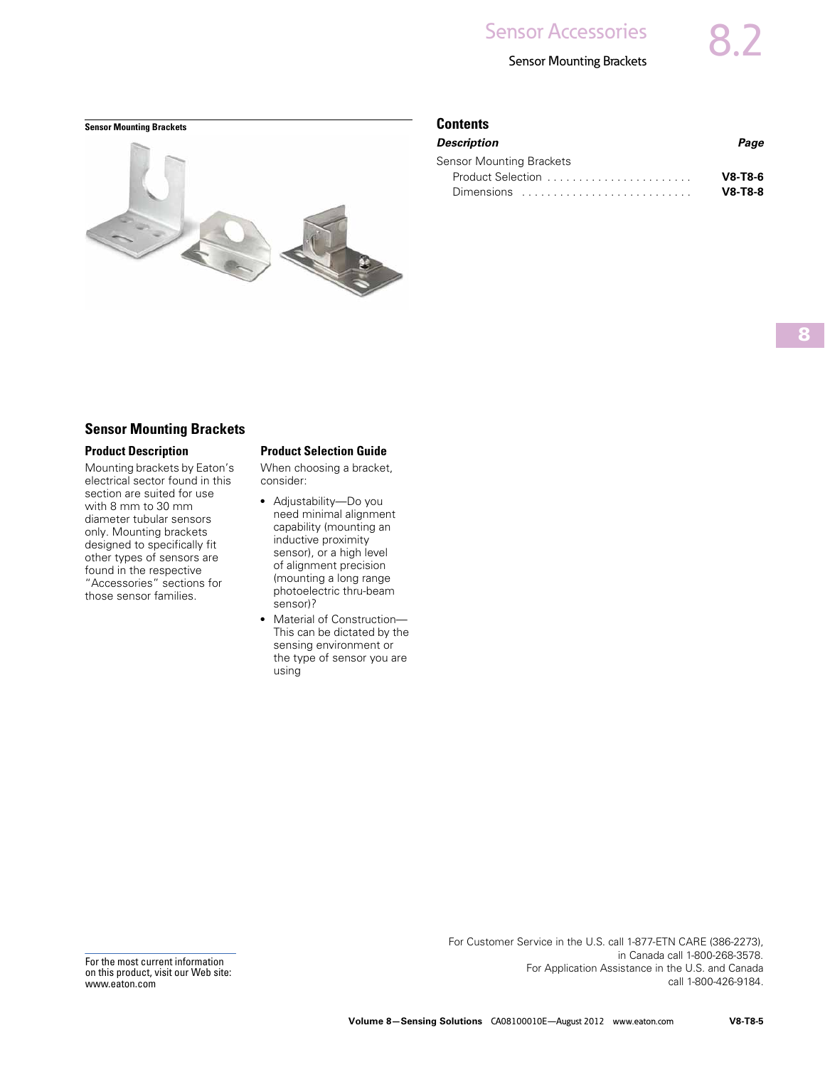# Sensor Accessories

## Sensor Mounting Brackets

**Sensor Mounting Brackets**

## Contents

| *Description* | *Page* |
| --- | --- |
| Sensor Mounting Brackets | |
| Product Selection | **V8-T8-6** |
| Dimensions | **V8-T8-8** |

## Sensor Mounting Brackets

### Product Description

Mounting brackets by Eaton's electrical sector found in this section are suited for use with 8 mm to 30 mm diameter tubular sensors only. Mounting brackets designed to specifically fit other types of sensors are found in the respective "Accessories" sections for those sensor families.

### Product Selection Guide

When choosing a bracket, consider:

- Adjustability—Do you need minimal alignment capability (mounting an inductive proximity sensor), or a high level of alignment precision (mounting a long range photoelectric thru-beam sensor)?
- Material of Construction—This can be dictated by the sensing environment or the type of sensor you are using

For the most current information on this product, visit our Web site: www.eaton.com

For Customer Service in the U.S. call 1-877-ETN CARE (386-2273), in Canada call 1-800-268-3578. For Application Assistance in the U.S. and Canada call 1-800-426-9184.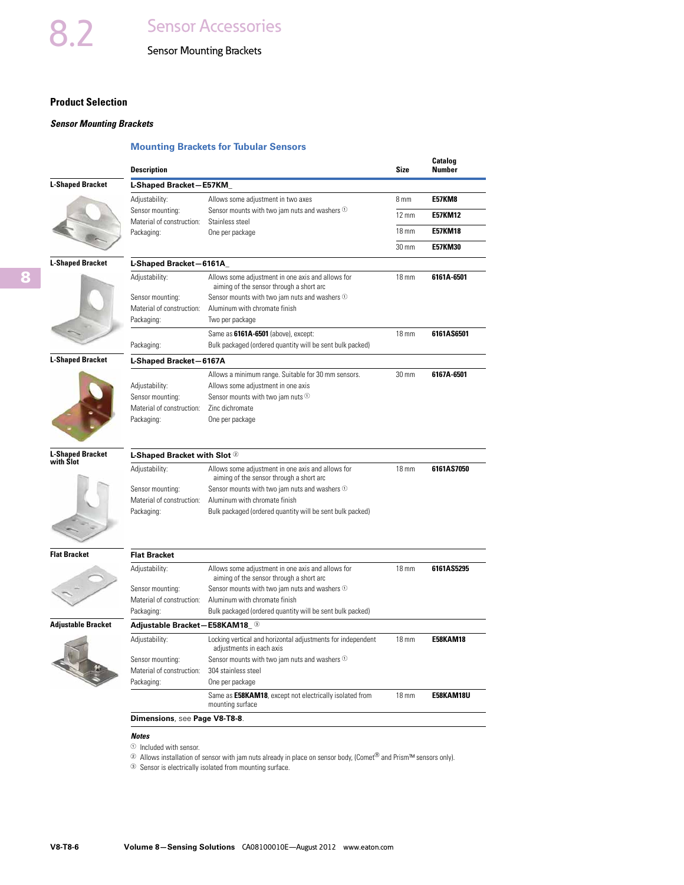# 8.2 Sensor Accessories

Sensor Mounting Brackets

## Product Selection

### *Sensor Mounting Brackets*

#### Mounting Brackets for Tubular Sensors

| | Description | | Size | Catalog Number |
|---|---|---|---|---|
| L-Shaped Bracket | **L-Shaped Bracket—E57KM_** | | | |
| | Adjustability: | Allows some adjustment in two axes | 8 mm | **E57KM8** |
| | Sensor mounting: | Sensor mounts with two jam nuts and washers ① | 12 mm | **E57KM12** |
| | Material of construction: | Stainless steel | 18 mm | **E57KM18** |
| | Packaging: | One per package | 30 mm | **E57KM30** |
| L-Shaped Bracket | **L-Shaped Bracket—6161A_** | | | |
| | Adjustability: | Allows some adjustment in one axis and allows for aiming of the sensor through a short arc | 18 mm | **6161A-6501** |
| | Sensor mounting: | Sensor mounts with two jam nuts and washers ① | | |
| | Material of construction: | Aluminum with chromate finish | | |
| | Packaging: | Two per package | | |
| | | Same as **6161A-6501** (above), except: | 18 mm | **6161AS6501** |
| | Packaging: | Bulk packaged (ordered quantity will be sent bulk packed) | | |
| L-Shaped Bracket | **L-Shaped Bracket—6167A** | | | |
| | | Allows a minimum range. Suitable for 30 mm sensors. | 30 mm | **6167A-6501** |
| | Adjustability: | Allows some adjustment in one axis | | |
| | Sensor mounting: | Sensor mounts with two jam nuts ① | | |
| | Material of construction: | Zinc dichromate | | |
| | Packaging: | One per package | | |
| L-Shaped Bracket with Slot | **L-Shaped Bracket with Slot** ② | | | |
| | Adjustability: | Allows some adjustment in one axis and allows for aiming of the sensor through a short arc | 18 mm | **6161AS7050** |
| | Sensor mounting: | Sensor mounts with two jam nuts and washers ① | | |
| | Material of construction: | Aluminum with chromate finish | | |
| | Packaging: | Bulk packaged (ordered quantity will be sent bulk packed) | | |
| Flat Bracket | **Flat Bracket** | | | |
| | Adjustability: | Allows some adjustment in one axis and allows for aiming of the sensor through a short arc | 18 mm | **6161AS5295** |
| | Sensor mounting: | Sensor mounts with two jam nuts and washers ① | | |
| | Material of construction: | Aluminum with chromate finish | | |
| | Packaging: | Bulk packaged (ordered quantity will be sent bulk packed) | | |
| Adjustable Bracket | **Adjustable Bracket—E58KAM18_** ③ | | | |
| | Adjustability: | Locking vertical and horizontal adjustments for independent adjustments in each axis | 18 mm | **E58KAM18** |
| | Sensor mounting: | Sensor mounts with two jam nuts and washers ① | | |
| | Material of construction: | 304 stainless steel | | |
| | Packaging: | One per package | | |
| | | Same as **E58KAM18**, except not electrically isolated from mounting surface | 18 mm | **E58KAM18U** |

**Dimensions**, see **Page V8-T8-8**.

***Notes***

① Included with sensor.

② Allows installation of sensor with jam nuts already in place on sensor body, (Comet® and Prism™ sensors only).

③ Sensor is electrically isolated from mounting surface.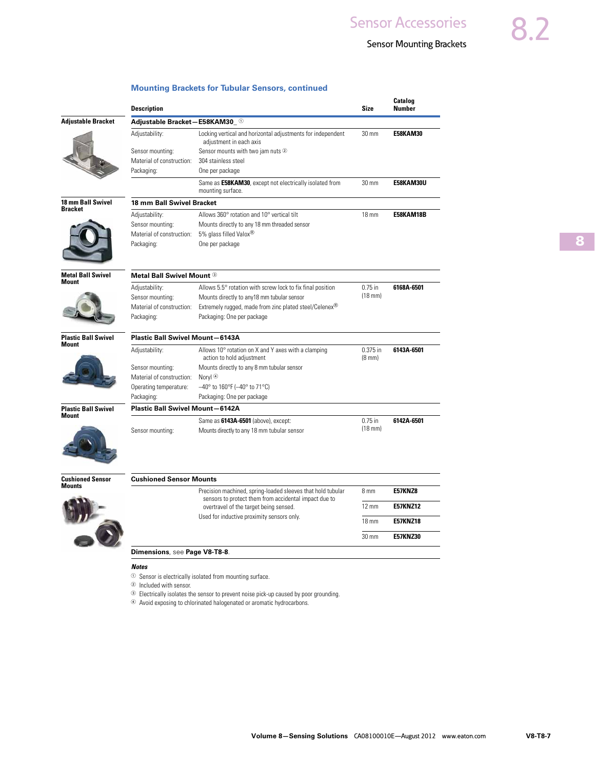## Mounting Brackets for Tubular Sensors, continued

| | Description | | Size | Catalog Number |
|---|---|---|---|---|
| **Adjustable Bracket** | **Adjustable Bracket—E58KAM30_** ① | | | |
| | Adjustability: | Locking vertical and horizontal adjustments for independent adjustment in each axis | 30 mm | **E58KAM30** |
| | Sensor mounting: | Sensor mounts with two jam nuts ② | | |
| | Material of construction: | 304 stainless steel | | |
| | Packaging: | One per package | | |
| | | Same as **E58KAM30**, except not electrically isolated from mounting surface. | 30 mm | **E58KAM30U** |
| **18 mm Ball Swivel Bracket** | **18 mm Ball Swivel Bracket** | | | |
| | Adjustability: | Allows 360° rotation and 10° vertical tilt | 18 mm | **E58KAM18B** |
| | Sensor mounting: | Mounts directly to any 18 mm threaded sensor | | |
| | Material of construction: | 5% glass filled Valox® | | |
| | Packaging: | One per package | | |
| **Metal Ball Swivel Mount** | **Metal Ball Swivel Mount** ③ | | | |
| | Adjustability: | Allows 5.5° rotation with screw lock to fix final position | 0.75 in (18 mm) | **6168A-6501** |
| | Sensor mounting: | Mounts directly to any18 mm tubular sensor | | |
| | Material of construction: | Extremely rugged, made from zinc plated steel/Celenex® | | |
| | Packaging: | Packaging: One per package | | |
| **Plastic Ball Swivel Mount** | **Plastic Ball Swivel Mount—6143A** | | | |
| | Adjustability: | Allows 10° rotation on X and Y axes with a clamping action to hold adjustment | 0.375 in (8 mm) | **6143A-6501** |
| | Sensor mounting: | Mounts directly to any 8 mm tubular sensor | | |
| | Material of construction: | Noryl ④ | | |
| | Operating temperature: | –40° to 160°F (–40° to 71°C) | | |
| | Packaging: | Packaging: One per package | | |
| **Plastic Ball Swivel Mount** | **Plastic Ball Swivel Mount—6142A** | | | |
| | | Same as **6143A-6501** (above), except: | 0.75 in (18 mm) | **6142A-6501** |
| | Sensor mounting: | Mounts directly to any 18 mm tubular sensor | | |
| **Cushioned Sensor Mounts** | **Cushioned Sensor Mounts** | | | |
| | | Precision machined, spring-loaded sleeves that hold tubular sensors to protect them from accidental impact due to overtravel of the target being sensed. | 8 mm | **E57KNZ8** |
| | | Used for inductive proximity sensors only. | 12 mm | **E57KNZ12** |
| | | | 18 mm | **E57KNZ18** |
| | | | 30 mm | **E57KNZ30** |

**Dimensions**, see **Page V8-T8-8**.

***Notes***

① Sensor is electrically isolated from mounting surface.

② Included with sensor.

③ Electrically isolates the sensor to prevent noise pick-up caused by poor grounding.

④ Avoid exposing to chlorinated halogenated or aromatic hydrocarbons.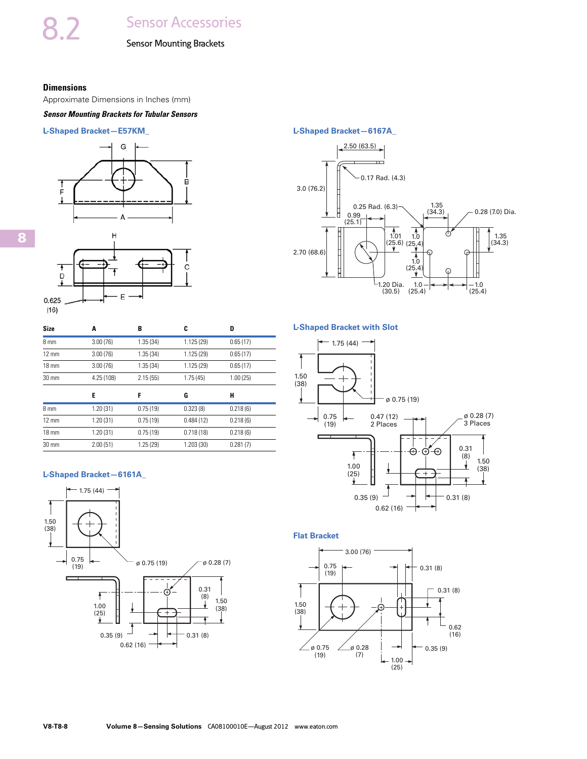## Sensor Accessories

### Sensor Mounting Brackets

#### Dimensions

Approximate Dimensions in Inches (mm)

***Sensor Mounting Brackets for Tubular Sensors***

**L-Shaped Bracket—E57KM_**

| Size | A | B | C | D |
|---|---|---|---|---|
| 8 mm | 3.00 (76) | 1.35 (34) | 1.125 (29) | 0.65 (17) |
| 12 mm | 3.00 (76) | 1.35 (34) | 1.125 (29) | 0.65 (17) |
| 18 mm | 3.00 (76) | 1.35 (34) | 1.125 (29) | 0.65 (17) |
| 30 mm | 4.25 (108) | 2.15 (55) | 1.75 (45) | 1.00 (25) |
| | **E** | **F** | **G** | **H** |
| 8 mm | 1.20 (31) | 0.75 (19) | 0.323 (8) | 0.218 (6) |
| 12 mm | 1.20 (31) | 0.75 (19) | 0.484 (12) | 0.218 (6) |
| 18 mm | 1.20 (31) | 0.75 (19) | 0.718 (18) | 0.218 (6) |
| 30 mm | 2.00 (51) | 1.25 (29) | 1.203 (30) | 0.281 (7) |

**L-Shaped Bracket—6161A_**

**L-Shaped Bracket—6167A_**

**L-Shaped Bracket with Slot**

**Flat Bracket**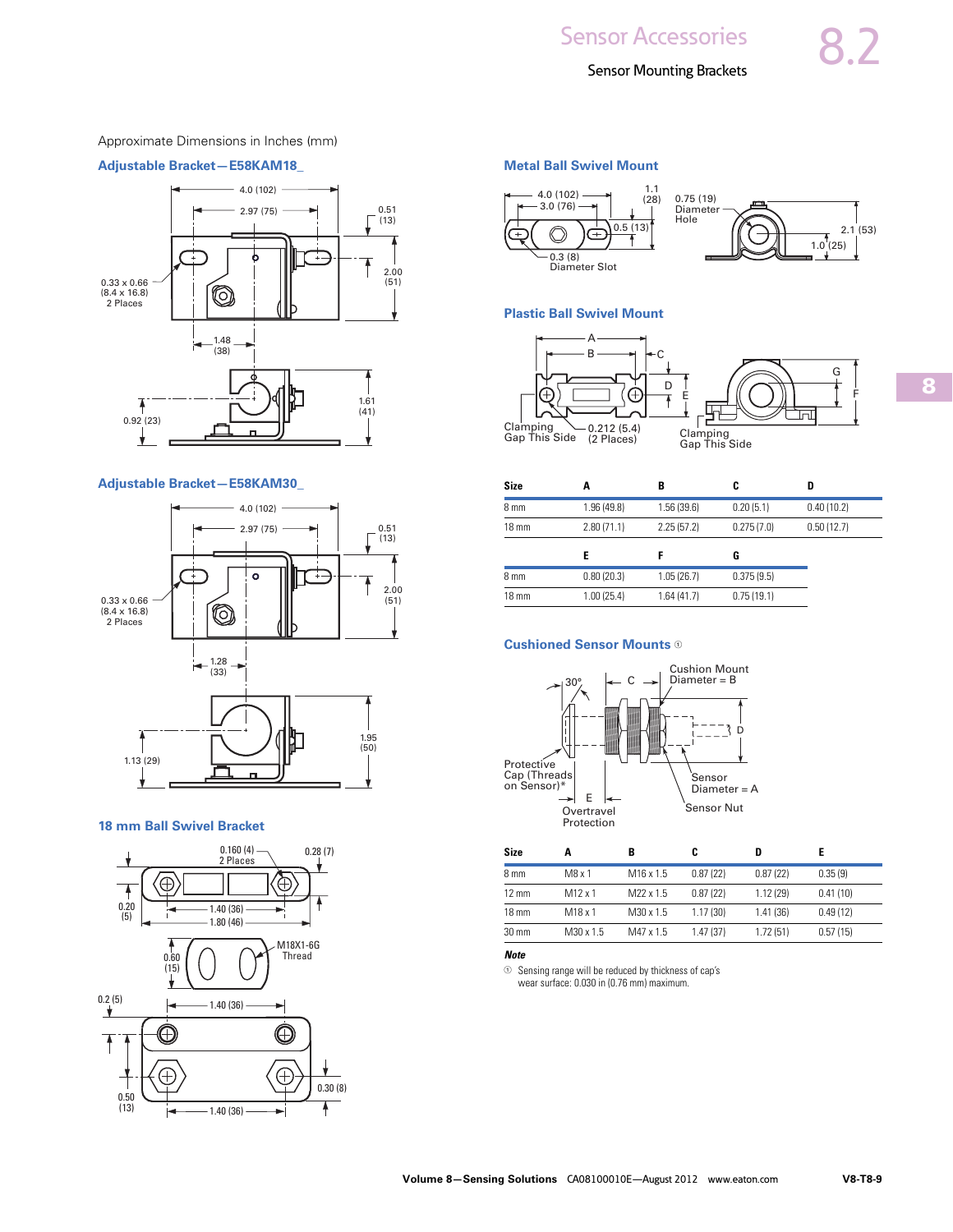Approximate Dimensions in Inches (mm)

## Adjustable Bracket—E58KAM18_

4.0 (102)
2.97 (75)
0.51 (13)
2.00 (51)
0.33 x 0.66 (8.4 x 16.8) 2 Places
1.48 (38)
1.61 (41)
0.92 (23)

## Adjustable Bracket—E58KAM30_

4.0 (102)
2.97 (75)
0.51 (13)
2.00 (51)
0.33 x 0.66 (8.4 x 16.8) 2 Places
1.28 (33)
1.95 (50)
1.13 (29)

## 18 mm Ball Swivel Bracket

0.160 (4) 2 Places
0.28 (7)
0.20 (5)
1.40 (36)
1.80 (46)
0.60 (15)
M18X1-6G Thread
0.2 (5)
1.40 (36)
0.50 (13)
0.30 (8)
1.40 (36)

## Metal Ball Swivel Mount

4.0 (102)
3.0 (76)
1.1 (28)
0.5 (13)
0.3 (8) Diameter Slot
0.75 (19) Diameter Hole
2.1 (53)
1.0 (25)

## Plastic Ball Swivel Mount

Clamping Gap This Side
0.212 (5.4) (2 Places)
Clamping Gap This Side

| Size | A | B | C | D |
|---|---|---|---|---|
| 8 mm | 1.96 (49.8) | 1.56 (39.6) | 0.20 (5.1) | 0.40 (10.2) |
| 18 mm | 2.80 (71.1) | 2.25 (57.2) | 0.275 (7.0) | 0.50 (12.7) |

| Size | E | F | G |
|---|---|---|---|
| 8 mm | 0.80 (20.3) | 1.05 (26.7) | 0.375 (9.5) |
| 18 mm | 1.00 (25.4) | 1.64 (41.7) | 0.75 (19.1) |

## Cushioned Sensor Mounts ①

30°
Cushion Mount Diameter = B
Protective Cap (Threads on Sensor)*
Overtravel Protection
Sensor Diameter = A
Sensor Nut

| Size | A | B | C | D | E |
|---|---|---|---|---|---|
| 8 mm | M8 x 1 | M16 x 1.5 | 0.87 (22) | 0.87 (22) | 0.35 (9) |
| 12 mm | M12 x 1 | M22 x 1.5 | 0.87 (22) | 1.12 (29) | 0.41 (10) |
| 18 mm | M18 x 1 | M30 x 1.5 | 1.17 (30) | 1.41 (36) | 0.49 (12) |
| 30 mm | M30 x 1.5 | M47 x 1.5 | 1.47 (37) | 1.72 (51) | 0.57 (15) |

**Note**

① Sensing range will be reduced by thickness of cap's wear surface: 0.030 in (0.76 mm) maximum.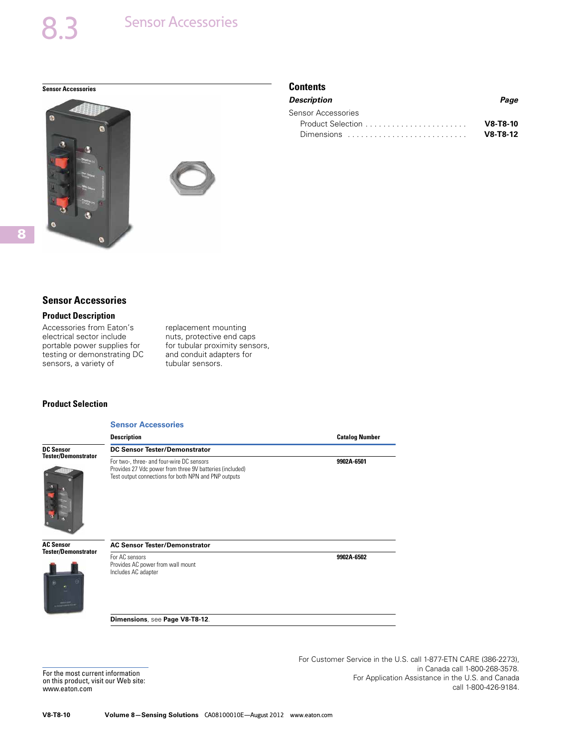# 8.3 Sensor Accessories

Sensor Accessories

## Contents

| *Description* | *Page* |
|---|---|
| Sensor Accessories | |
| Product Selection | V8-T8-10 |
| Dimensions | V8-T8-12 |

## Sensor Accessories

### Product Description

Accessories from Eaton's electrical sector include portable power supplies for testing or demonstrating DC sensors, a variety of replacement mounting nuts, protective end caps for tubular proximity sensors, and conduit adapters for tubular sensors.

### Product Selection

**Sensor Accessories**

| | Description | Catalog Number |
|---|---|---|
| **DC Sensor Tester/Demonstrator** | **DC Sensor Tester/Demonstrator** | |
| | For two-, three- and four-wire DC sensors<br>Provides 27 Vdc power from three 9V batteries (included)<br>Test output connections for both NPN and PNP outputs | **9902A-6501** |
| **AC Sensor Tester/Demonstrator** | **AC Sensor Tester/Demonstrator** | |
| | For AC sensors<br>Provides AC power from wall mount<br>Includes AC adapter | **9902A-6502** |

**Dimensions**, see **Page V8-T8-12**.

For the most current information on this product, visit our Web site: www.eaton.com

For Customer Service in the U.S. call 1-877-ETN CARE (386-2273), in Canada call 1-800-268-3578. For Application Assistance in the U.S. and Canada call 1-800-426-9184.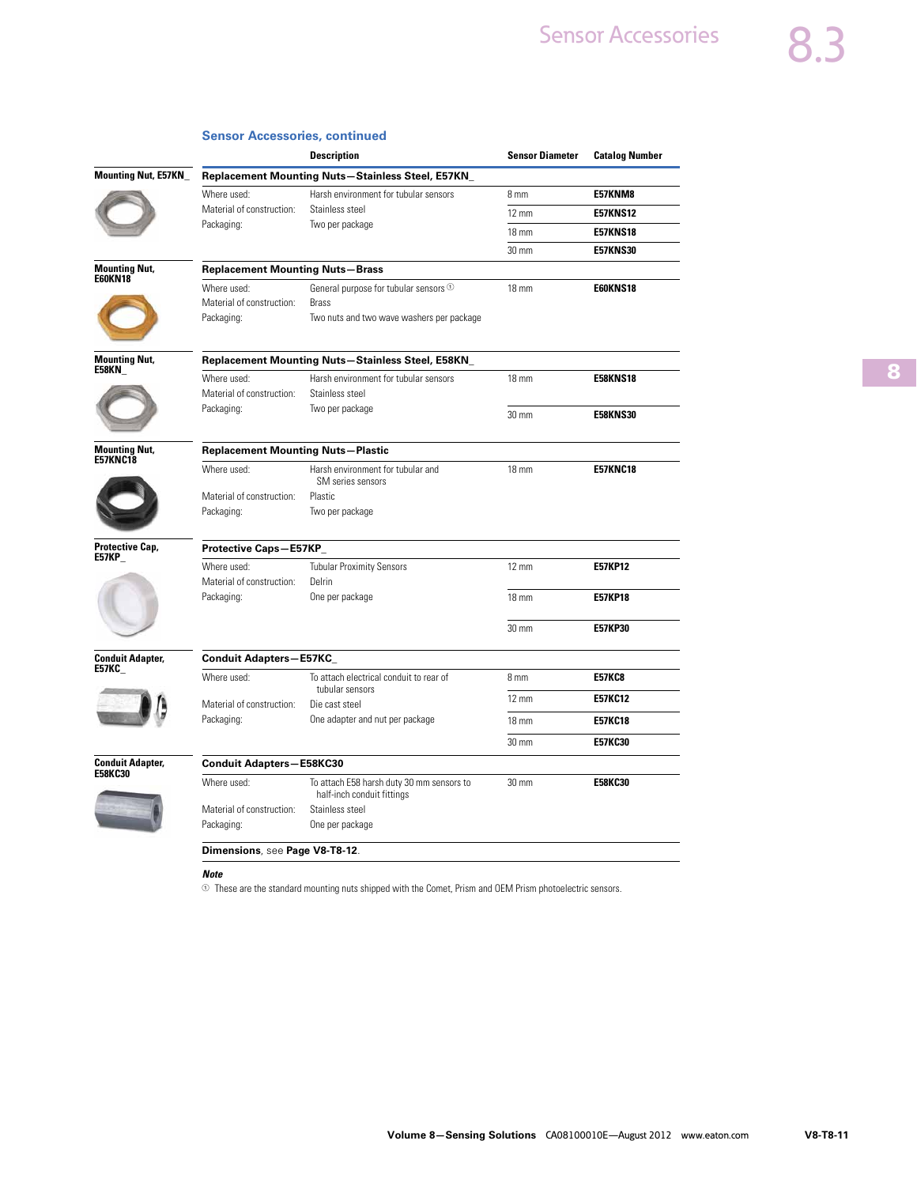## Sensor Accessories, continued

| | Description | | Sensor Diameter | Catalog Number |
|---|---|---|---|---|
| **Mounting Nut, E57KN_** | **Replacement Mounting Nuts—Stainless Steel, E57KN_** | | | |
| | Where used: | Harsh environment for tubular sensors | 8 mm | **E57KNM8** |
| | Material of construction: | Stainless steel | 12 mm | **E57KNS12** |
| | Packaging: | Two per package | 18 mm | **E57KNS18** |
| | | | 30 mm | **E57KNS30** |
| **Mounting Nut, E60KN18** | **Replacement Mounting Nuts—Brass** | | | |
| | Where used: | General purpose for tubular sensors ① | 18 mm | **E60KNS18** |
| | Material of construction: | Brass | | |
| | Packaging: | Two nuts and two wave washers per package | | |
| **Mounting Nut, E58KN_** | **Replacement Mounting Nuts—Stainless Steel, E58KN_** | | | |
| | Where used: | Harsh environment for tubular sensors | 18 mm | **E58KNS18** |
| | Material of construction: | Stainless steel | | |
| | Packaging: | Two per package | 30 mm | **E58KNS30** |
| **Mounting Nut, E57KNC18** | **Replacement Mounting Nuts—Plastic** | | | |
| | Where used: | Harsh environment for tubular and SM series sensors | 18 mm | **E57KNC18** |
| | Material of construction: | Plastic | | |
| | Packaging: | Two per package | | |
| **Protective Cap, E57KP_** | **Protective Caps—E57KP_** | | | |
| | Where used: | Tubular Proximity Sensors | 12 mm | **E57KP12** |
| | Material of construction: | Delrin | | |
| | Packaging: | One per package | 18 mm | **E57KP18** |
| | | | 30 mm | **E57KP30** |
| **Conduit Adapter, E57KC_** | **Conduit Adapters—E57KC_** | | | |
| | Where used: | To attach electrical conduit to rear of tubular sensors | 8 mm | **E57KC8** |
| | | | 12 mm | **E57KC12** |
| | Material of construction: | Die cast steel | | |
| | Packaging: | One adapter and nut per package | 18 mm | **E57KC18** |
| | | | 30 mm | **E57KC30** |
| **Conduit Adapter, E58KC30** | **Conduit Adapters—E58KC30** | | | |
| | Where used: | To attach E58 harsh duty 30 mm sensors to half-inch conduit fittings | 30 mm | **E58KC30** |
| | Material of construction: | Stainless steel | | |
| | Packaging: | One per package | | |

**Dimensions**, see **Page V8-T8-12**.

***Note***

① These are the standard mounting nuts shipped with the Comet, Prism and OEM Prism photoelectric sensors.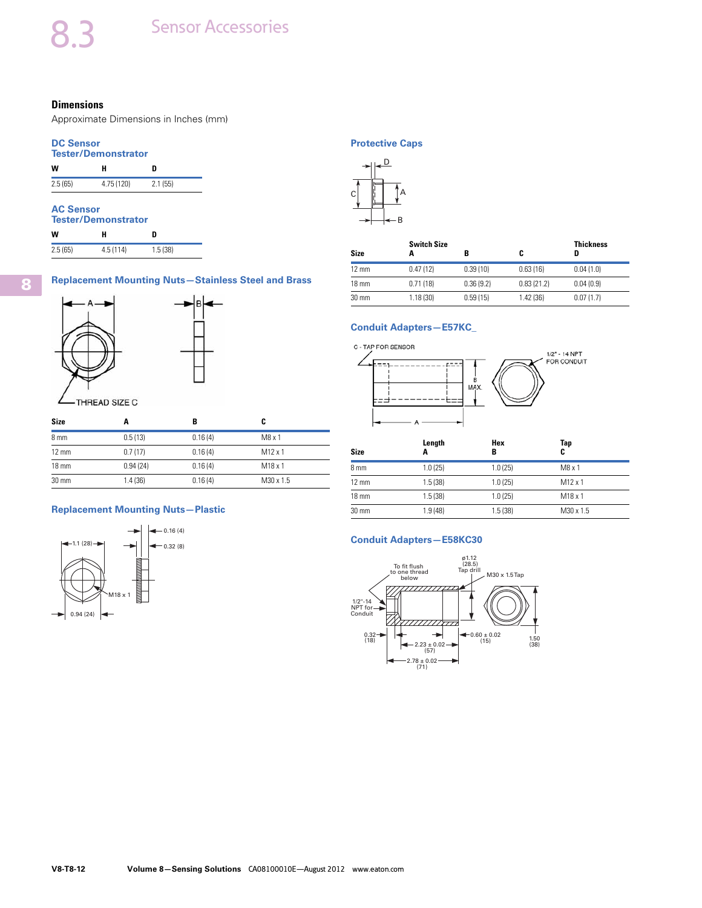## Dimensions

Approximate Dimensions in Inches (mm)

### DC Sensor Tester/Demonstrator

| W | H | D |
|---|---|---|
| 2.5 (65) | 4.75 (120) | 2.1 (55) |

### AC Sensor Tester/Demonstrator

| W | H | D |
|---|---|---|
| 2.5 (65) | 4.5 (114) | 1.5 (38) |

### Replacement Mounting Nuts—Stainless Steel and Brass

| Size | A | B | C |
|---|---|---|---|
| 8 mm | 0.5 (13) | 0.16 (4) | M8 x 1 |
| 12 mm | 0.7 (17) | 0.16 (4) | M12 x 1 |
| 18 mm | 0.94 (24) | 0.16 (4) | M18 x 1 |
| 30 mm | 1.4 (36) | 0.16 (4) | M30 x 1.5 |

### Replacement Mounting Nuts—Plastic

### Protective Caps

| Size | Switch Size A | B | C | Thickness D |
|---|---|---|---|---|
| 12 mm | 0.47 (12) | 0.39 (10) | 0.63 (16) | 0.04 (1.0) |
| 18 mm | 0.71 (18) | 0.36 (9.2) | 0.83 (21.2) | 0.04 (0.9) |
| 30 mm | 1.18 (30) | 0.59 (15) | 1.42 (36) | 0.07 (1.7) |

### Conduit Adapters—E57KC_

| Size | Length A | Hex B | Tap C |
|---|---|---|---|
| 8 mm | 1.0 (25) | 1.0 (25) | M8 x 1 |
| 12 mm | 1.5 (38) | 1.0 (25) | M12 x 1 |
| 18 mm | 1.5 (38) | 1.0 (25) | M18 x 1 |
| 30 mm | 1.9 (48) | 1.5 (38) | M30 x 1.5 |

### Conduit Adapters—E58KC30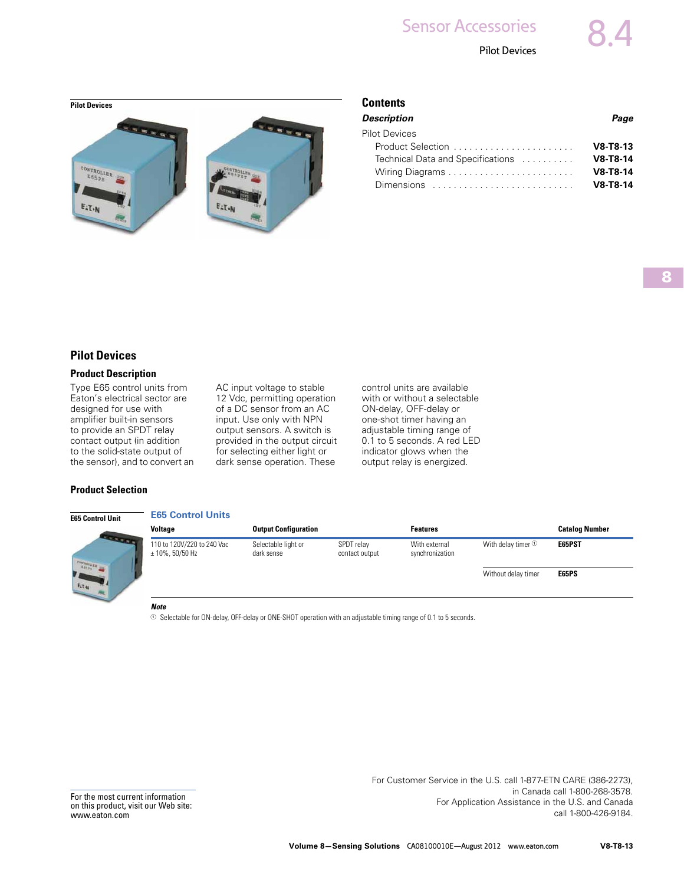Pilot Devices

## Contents

| Description | Page |
| --- | --- |
| Pilot Devices | |
| Product Selection | V8-T8-13 |
| Technical Data and Specifications | V8-T8-14 |
| Wiring Diagrams | V8-T8-14 |
| Dimensions | V8-T8-14 |

## Pilot Devices

### Product Description

Type E65 control units from Eaton's electrical sector are designed for use with amplifier built-in sensors to provide an SPDT relay contact output (in addition to the solid-state output of the sensor), and to convert an AC input voltage to stable 12 Vdc, permitting operation of a DC sensor from an AC input. Use only with NPN output sensors. A switch is provided in the output circuit for selecting either light or dark sense operation. These control units are available with or without a selectable ON-delay, OFF-delay or one-shot timer having an adjustable timing range of 0.1 to 5 seconds. A red LED indicator glows when the output relay is energized.

### Product Selection

E65 Control Unit

**E65 Control Units**

| Voltage | Output Configuration | | Features | | Catalog Number |
| --- | --- | --- | --- | --- | --- |
| 110 to 120V/220 to 240 Vac ± 10%, 50/50 Hz | Selectable light or dark sense | SPDT relay contact output | With external synchronization | With delay timer ① | **E65PST** |
| | | | | Without delay timer | **E65PS** |

***Note***

① Selectable for ON-delay, OFF-delay or ONE-SHOT operation with an adjustable timing range of 0.1 to 5 seconds.

For the most current information on this product, visit our Web site: www.eaton.com

For Customer Service in the U.S. call 1-877-ETN CARE (386-2273), in Canada call 1-800-268-3578. For Application Assistance in the U.S. and Canada call 1-800-426-9184.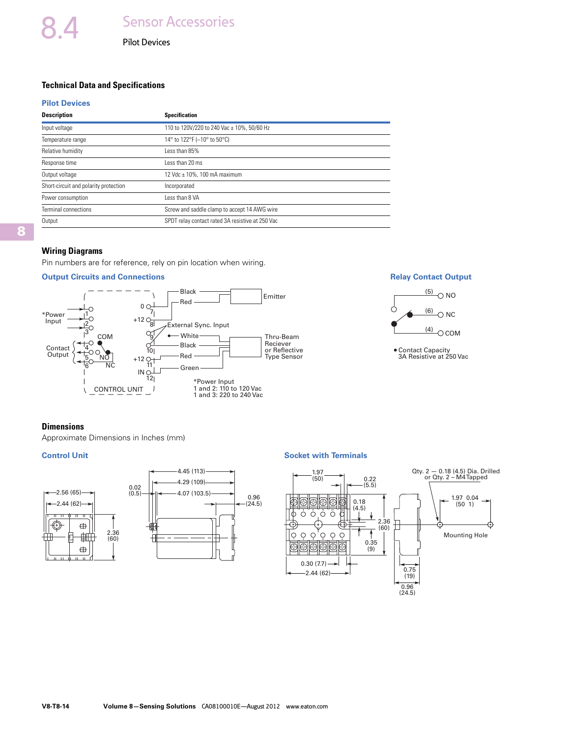# 8.4 Sensor Accessories

Pilot Devices

## Technical Data and Specifications

### Pilot Devices

| Description | Specification |
|---|---|
| Input voltage | 110 to 120V/220 to 240 Vac ± 10%, 50/60 Hz |
| Temperature range | 14° to 122°F (–10° to 50°C) |
| Relative humidity | Less than 85% |
| Response time | Less than 20 ms |
| Output voltage | 12 Vdc ± 10%, 100 mA maximum |
| Short-circuit and polarity protection | Incorporated |
| Power consumption | Less than 8 VA |
| Terminal connections | Screw and saddle clamp to accept 14 AWG wire |
| Output | SPDT relay contact rated 3A resistive at 250 Vac |

## Wiring Diagrams

Pin numbers are for reference, rely on pin location when wiring.

### Output Circuits and Connections

*Power Input
Contact Output
COM
NO
NC
CONTROL UNIT
0
+12
+12
IN
1 2 3 4 5 6 7 8 9 10 11 12
Black
Red
Emitter
External Sync. Input
White
Black
Red
Green
Thru-Beam Reciever or Reflective Type Sensor

*Power Input
1 and 2: 110 to 120 Vac
1 and 3: 220 to 240 Vac

### Relay Contact Output

(5) NO
(6) NC
(4) COM

- Contact Capacity 3A Resistive at 250 Vac

## Dimensions

Approximate Dimensions in Inches (mm)

### Control Unit

2.56 (65)
2.44 (62)
2.36 (60)
0.02 (0.5)
4.45 (113)
4.29 (109)
4.07 (103.5)
0.96 (24.5)

### Socket with Terminals

1.97 (50)
0.22 (5.5)
0.18 (4.5)
2.36 (60)
0.35 (9)
0.30 (7.7)
2.44 (62)
Qty. 2 — 0.18 (4.5) Dia. Drilled or Qty. 2 – M4 Tapped
1.97 0.04 (50 1)
Mounting Hole
0.75 (19)
0.96 (24.5)